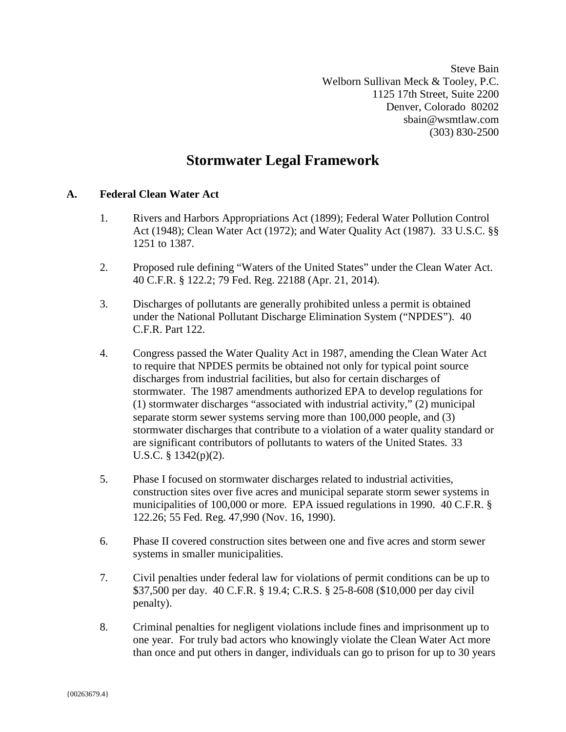Steve Bain
Welborn Sullivan Meck & Tooley, P.C.
1125 17th Street, Suite 2200
Denver, Colorado 80202
sbain@wsmtlaw.com
(303) 830-2500

# Stormwater Legal Framework

## A. Federal Clean Water Act

1. Rivers and Harbors Appropriations Act (1899); Federal Water Pollution Control Act (1948); Clean Water Act (1972); and Water Quality Act (1987). 33 U.S.C. §§ 1251 to 1387.

2. Proposed rule defining "Waters of the United States" under the Clean Water Act. 40 C.F.R. § 122.2; 79 Fed. Reg. 22188 (Apr. 21, 2014).

3. Discharges of pollutants are generally prohibited unless a permit is obtained under the National Pollutant Discharge Elimination System ("NPDES"). 40 C.F.R. Part 122.

4. Congress passed the Water Quality Act in 1987, amending the Clean Water Act to require that NPDES permits be obtained not only for typical point source discharges from industrial facilities, but also for certain discharges of stormwater. The 1987 amendments authorized EPA to develop regulations for (1) stormwater discharges "associated with industrial activity," (2) municipal separate storm sewer systems serving more than 100,000 people, and (3) stormwater discharges that contribute to a violation of a water quality standard or are significant contributors of pollutants to waters of the United States. 33 U.S.C. § 1342(p)(2).

5. Phase I focused on stormwater discharges related to industrial activities, construction sites over five acres and municipal separate storm sewer systems in municipalities of 100,000 or more. EPA issued regulations in 1990. 40 C.F.R. § 122.26; 55 Fed. Reg. 47,990 (Nov. 16, 1990).

6. Phase II covered construction sites between one and five acres and storm sewer systems in smaller municipalities.

7. Civil penalties under federal law for violations of permit conditions can be up to $37,500 per day. 40 C.F.R. § 19.4; C.R.S. § 25-8-608 ($10,000 per day civil penalty).

8. Criminal penalties for negligent violations include fines and imprisonment up to one year. For truly bad actors who knowingly violate the Clean Water Act more than once and put others in danger, individuals can go to prison for up to 30 years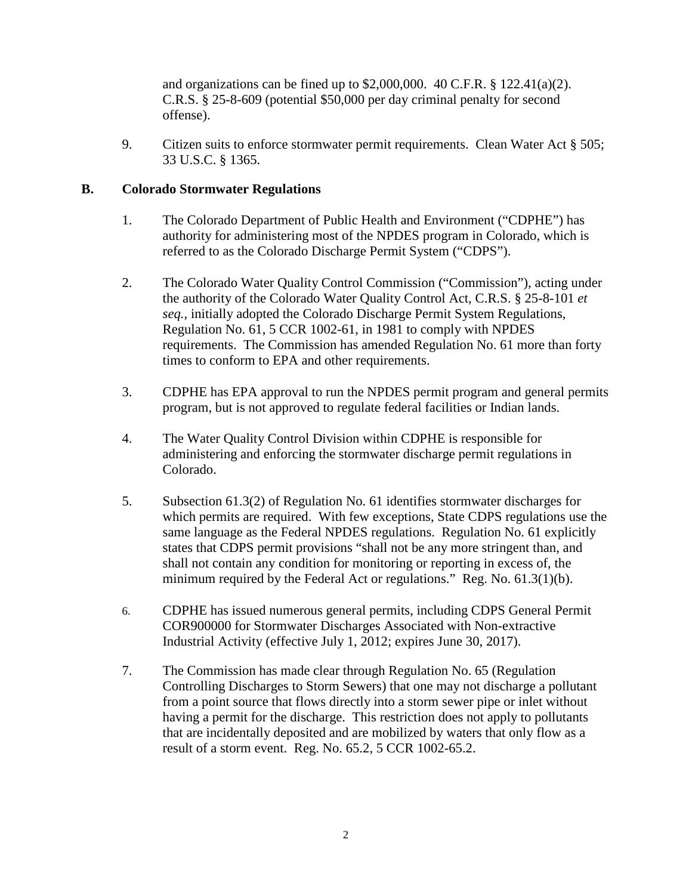and organizations can be fined up to $2,000,000. 40 C.F.R. § 122.41(a)(2). C.R.S. § 25-8-609 (potential $50,000 per day criminal penalty for second offense).

9. Citizen suits to enforce stormwater permit requirements. Clean Water Act § 505; 33 U.S.C. § 1365.

## B. Colorado Stormwater Regulations

1. The Colorado Department of Public Health and Environment ("CDPHE") has authority for administering most of the NPDES program in Colorado, which is referred to as the Colorado Discharge Permit System ("CDPS").

2. The Colorado Water Quality Control Commission ("Commission"), acting under the authority of the Colorado Water Quality Control Act, C.R.S. § 25-8-101 *et seq.*, initially adopted the Colorado Discharge Permit System Regulations, Regulation No. 61, 5 CCR 1002-61, in 1981 to comply with NPDES requirements. The Commission has amended Regulation No. 61 more than forty times to conform to EPA and other requirements.

3. CDPHE has EPA approval to run the NPDES permit program and general permits program, but is not approved to regulate federal facilities or Indian lands.

4. The Water Quality Control Division within CDPHE is responsible for administering and enforcing the stormwater discharge permit regulations in Colorado.

5. Subsection 61.3(2) of Regulation No. 61 identifies stormwater discharges for which permits are required. With few exceptions, State CDPS regulations use the same language as the Federal NPDES regulations. Regulation No. 61 explicitly states that CDPS permit provisions "shall not be any more stringent than, and shall not contain any condition for monitoring or reporting in excess of, the minimum required by the Federal Act or regulations." Reg. No. 61.3(1)(b).

6. CDPHE has issued numerous general permits, including CDPS General Permit COR900000 for Stormwater Discharges Associated with Non-extractive Industrial Activity (effective July 1, 2012; expires June 30, 2017).

7. The Commission has made clear through Regulation No. 65 (Regulation Controlling Discharges to Storm Sewers) that one may not discharge a pollutant from a point source that flows directly into a storm sewer pipe or inlet without having a permit for the discharge. This restriction does not apply to pollutants that are incidentally deposited and are mobilized by waters that only flow as a result of a storm event. Reg. No. 65.2, 5 CCR 1002-65.2.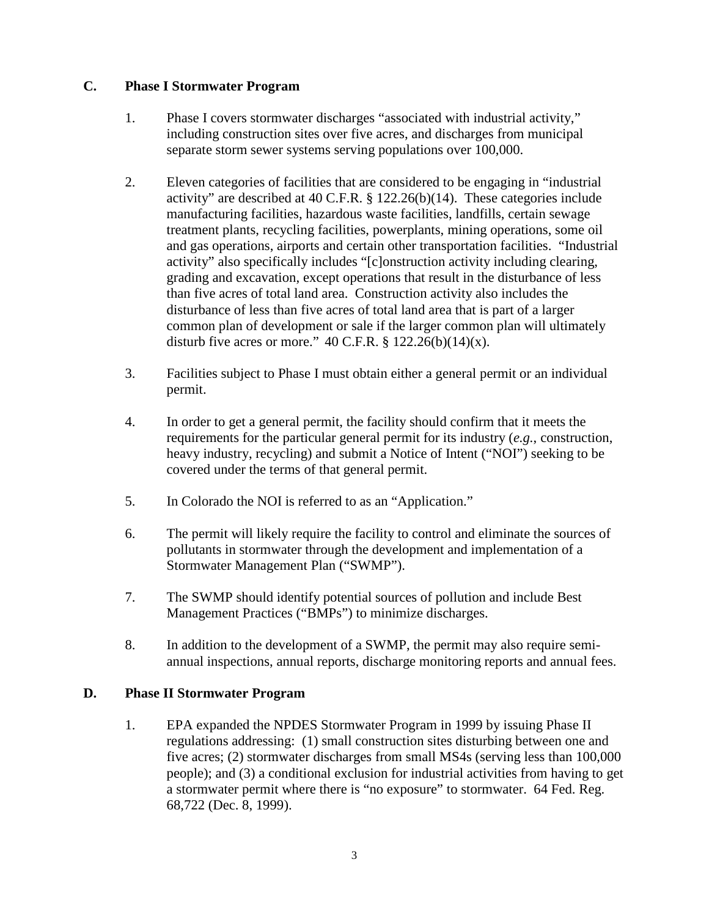## C. Phase I Stormwater Program

1. Phase I covers stormwater discharges "associated with industrial activity," including construction sites over five acres, and discharges from municipal separate storm sewer systems serving populations over 100,000.

2. Eleven categories of facilities that are considered to be engaging in "industrial activity" are described at 40 C.F.R. § 122.26(b)(14). These categories include manufacturing facilities, hazardous waste facilities, landfills, certain sewage treatment plants, recycling facilities, powerplants, mining operations, some oil and gas operations, airports and certain other transportation facilities. "Industrial activity" also specifically includes "[c]onstruction activity including clearing, grading and excavation, except operations that result in the disturbance of less than five acres of total land area. Construction activity also includes the disturbance of less than five acres of total land area that is part of a larger common plan of development or sale if the larger common plan will ultimately disturb five acres or more." 40 C.F.R. § 122.26(b)(14)(x).

3. Facilities subject to Phase I must obtain either a general permit or an individual permit.

4. In order to get a general permit, the facility should confirm that it meets the requirements for the particular general permit for its industry (*e.g.*, construction, heavy industry, recycling) and submit a Notice of Intent ("NOI") seeking to be covered under the terms of that general permit.

5. In Colorado the NOI is referred to as an "Application."

6. The permit will likely require the facility to control and eliminate the sources of pollutants in stormwater through the development and implementation of a Stormwater Management Plan ("SWMP").

7. The SWMP should identify potential sources of pollution and include Best Management Practices ("BMPs") to minimize discharges.

8. In addition to the development of a SWMP, the permit may also require semi-annual inspections, annual reports, discharge monitoring reports and annual fees.

## D. Phase II Stormwater Program

1. EPA expanded the NPDES Stormwater Program in 1999 by issuing Phase II regulations addressing: (1) small construction sites disturbing between one and five acres; (2) stormwater discharges from small MS4s (serving less than 100,000 people); and (3) a conditional exclusion for industrial activities from having to get a stormwater permit where there is "no exposure" to stormwater. 64 Fed. Reg. 68,722 (Dec. 8, 1999).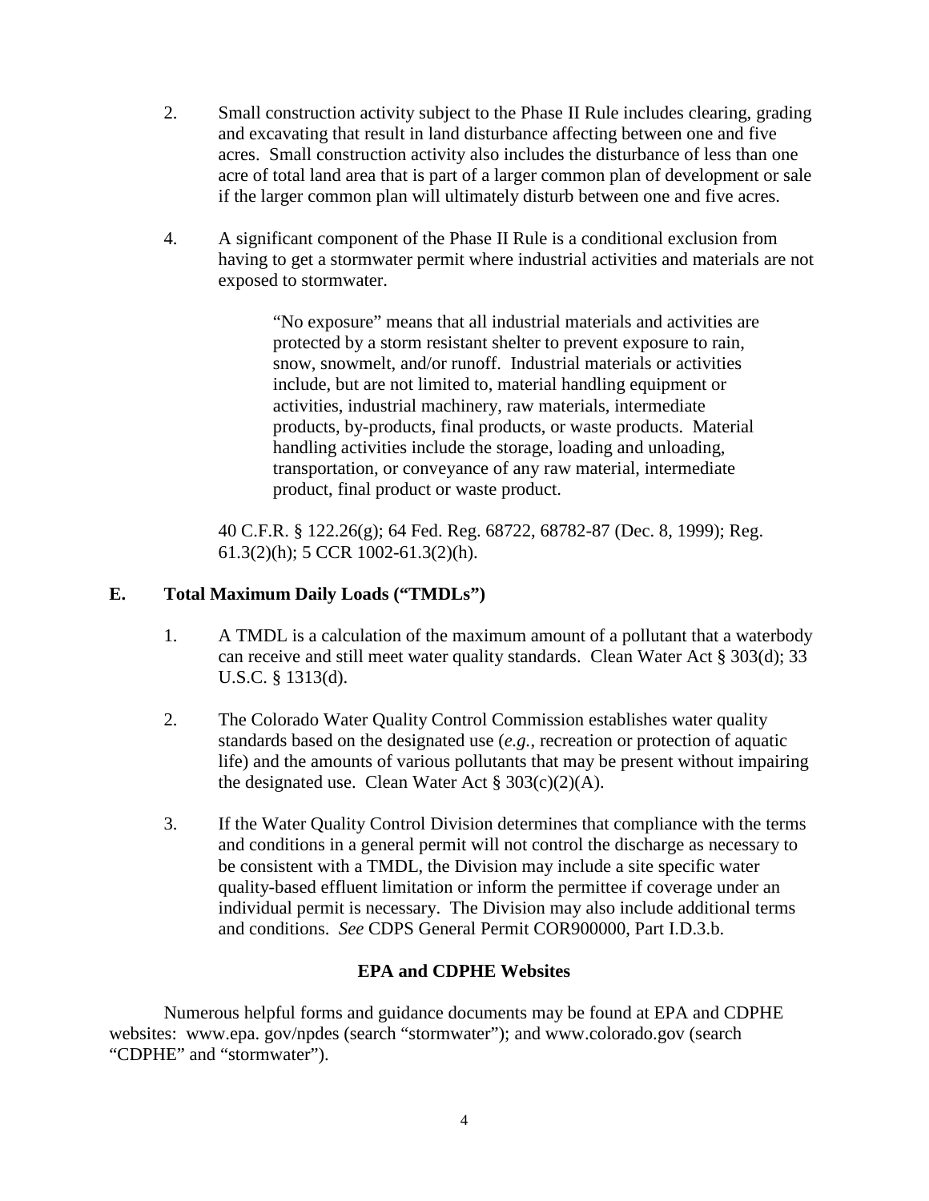2. Small construction activity subject to the Phase II Rule includes clearing, grading and excavating that result in land disturbance affecting between one and five acres. Small construction activity also includes the disturbance of less than one acre of total land area that is part of a larger common plan of development or sale if the larger common plan will ultimately disturb between one and five acres.

4. A significant component of the Phase II Rule is a conditional exclusion from having to get a stormwater permit where industrial activities and materials are not exposed to stormwater.

> "No exposure" means that all industrial materials and activities are protected by a storm resistant shelter to prevent exposure to rain, snow, snowmelt, and/or runoff. Industrial materials or activities include, but are not limited to, material handling equipment or activities, industrial machinery, raw materials, intermediate products, by-products, final products, or waste products. Material handling activities include the storage, loading and unloading, transportation, or conveyance of any raw material, intermediate product, final product or waste product.

40 C.F.R. § 122.26(g); 64 Fed. Reg. 68722, 68782-87 (Dec. 8, 1999); Reg. 61.3(2)(h); 5 CCR 1002-61.3(2)(h).

## E. Total Maximum Daily Loads ("TMDLs")

1. A TMDL is a calculation of the maximum amount of a pollutant that a waterbody can receive and still meet water quality standards. Clean Water Act § 303(d); 33 U.S.C. § 1313(d).

2. The Colorado Water Quality Control Commission establishes water quality standards based on the designated use (*e.g.*, recreation or protection of aquatic life) and the amounts of various pollutants that may be present without impairing the designated use. Clean Water Act § 303(c)(2)(A).

3. If the Water Quality Control Division determines that compliance with the terms and conditions in a general permit will not control the discharge as necessary to be consistent with a TMDL, the Division may include a site specific water quality-based effluent limitation or inform the permittee if coverage under an individual permit is necessary. The Division may also include additional terms and conditions. *See* CDPS General Permit COR900000, Part I.D.3.b.

## EPA and CDPHE Websites

Numerous helpful forms and guidance documents may be found at EPA and CDPHE websites: www.epa. gov/npdes (search "stormwater"); and www.colorado.gov (search "CDPHE" and "stormwater").